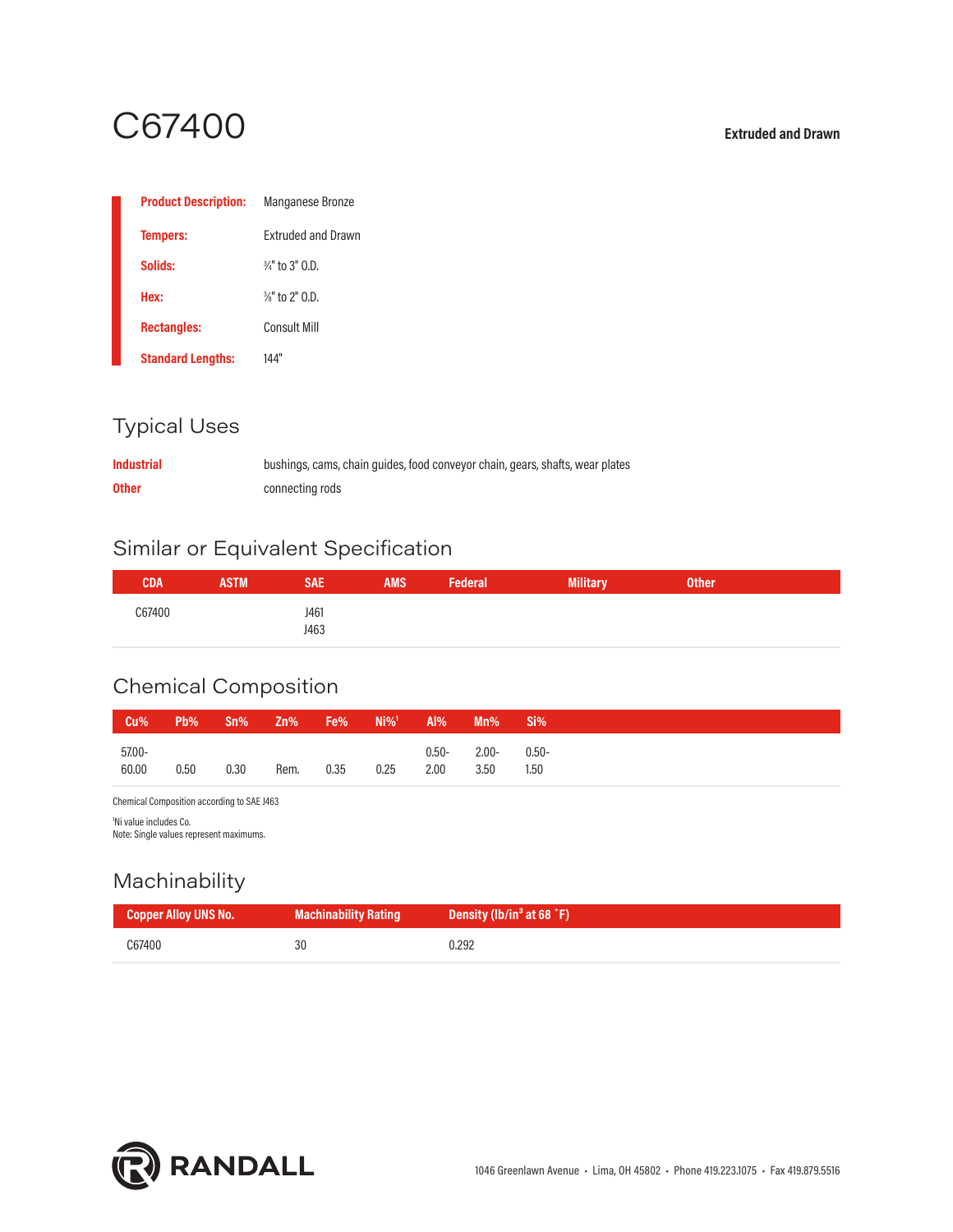# C67400

**Extruded and Drawn**

| | |
|---|---|
| **Product Description:** | Manganese Bronze |
| **Tempers:** | Extruded and Drawn |
| **Solids:** | ¾" to 3" O.D. |
| **Hex:** | ⅜" to 2" O.D. |
| **Rectangles:** | Consult Mill |
| **Standard Lengths:** | 144" |

## Typical Uses

| | |
|---|---|
| **Industrial** | bushings, cams, chain guides, food conveyor chain, gears, shafts, wear plates |
| **Other** | connecting rods |

## Similar or Equivalent Specification

| CDA | ASTM | SAE | AMS | Federal | Military | Other |
|---|---|---|---|---|---|---|
| C67400 | | J461<br>J463 | | | | |

## Chemical Composition

| Cu% | Pb% | Sn% | Zn% | Fe% | Ni%[1] | Al% | Mn% | Si% |
|---|---|---|---|---|---|---|---|---|
| 57.00-60.00 | 0.50 | 0.30 | Rem. | 0.35 | 0.25 | 0.50-2.00 | 2.00-3.50 | 0.50-1.50 |

Chemical Composition according to SAE J463

[1]Ni value includes Co.
Note: Single values represent maximums.

## Machinability

| Copper Alloy UNS No. | Machinability Rating | Density (lb/in³ at 68 °F) |
|---|---|---|
| C67400 | 30 | 0.292 |

RANDALL

1046 Greenlawn Avenue • Lima, OH 45802 • Phone 419.223.1075 • Fax 419.879.5516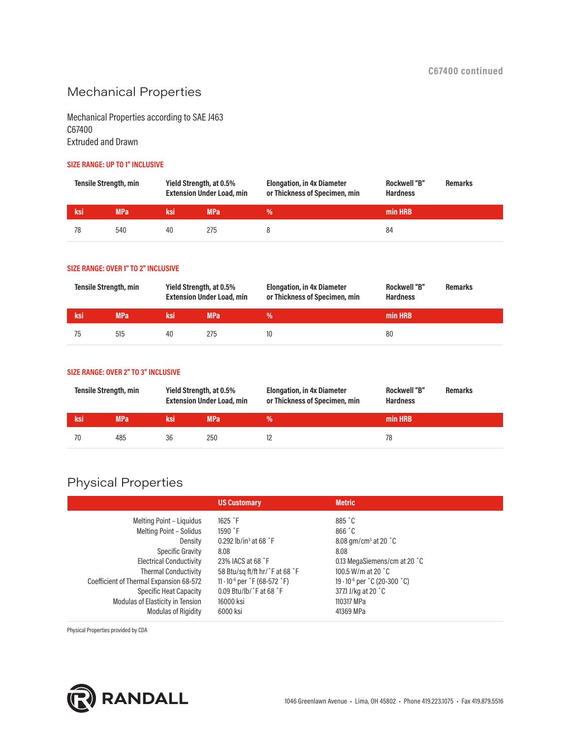## Mechanical Properties

Mechanical Properties according to SAE J463
C67400
Extruded and Drawn

**SIZE RANGE: UP TO 1" INCLUSIVE**

| Tensile Strength, min | | Yield Strength, at 0.5% Extension Under Load, min | | Elongation, in 4x Diameter or Thickness of Specimen, min | Rockwell "B" Hardness | Remarks |
|---|---|---|---|---|---|---|
| ksi | MPa | ksi | MPa | % | min HRB | |
| 78 | 540 | 40 | 275 | 8 | 84 | |

**SIZE RANGE: OVER 1" TO 2" INCLUSIVE**

| Tensile Strength, min | | Yield Strength, at 0.5% Extension Under Load, min | | Elongation, in 4x Diameter or Thickness of Specimen, min | Rockwell "B" Hardness | Remarks |
|---|---|---|---|---|---|---|
| ksi | MPa | ksi | MPa | % | min HRB | |
| 75 | 515 | 40 | 275 | 10 | 80 | |

**SIZE RANGE: OVER 2" TO 3" INCLUSIVE**

| Tensile Strength, min | | Yield Strength, at 0.5% Extension Under Load, min | | Elongation, in 4x Diameter or Thickness of Specimen, min | Rockwell "B" Hardness | Remarks |
|---|---|---|---|---|---|---|
| ksi | MPa | ksi | MPa | % | min HRB | |
| 70 | 485 | 36 | 250 | 12 | 78 | |

## Physical Properties

| | US Customary | Metric |
|---|---|---|
| Melting Point – Liquidus | 1625 ˚F | 885 ˚C |
| Melting Point – Solidus | 1590 ˚F | 866 ˚C |
| Density | 0.292 lb/in$^3$ at 68 ˚F | 8.08 gm/cm$^3$ at 20 ˚C |
| Specific Gravity | 8.08 | 8.08 |
| Electrical Conductivity | 23% IACS at 68 ˚F | 0.13 MegaSiemens/cm at 20 ˚C |
| Thermal Conductivity | 58 Btu/sq ft/ft hr/˚F at 68 ˚F | 100.5 W/m at 20 ˚C |
| Coefficient of Thermal Expansion 68-572 | $11 \cdot 10^{-6}$ per ˚F (68-572 ˚F) | $19 \cdot 10^{-6}$ per ˚C (20-300 ˚C) |
| Specific Heat Capacity | 0.09 Btu/lb/˚F at 68 ˚F | 377.1 J/kg at 20 ˚C |
| Modulas of Elasticity in Tension | 16000 ksi | 110317 MPa |
| Modulas of Rigidity | 6000 ksi | 41369 MPa |

Physical Properties provided by CDA

RANDALL

1046 Greenlawn Avenue • Lima, OH 45802 • Phone 419.223.1075 • Fax 419.879.5516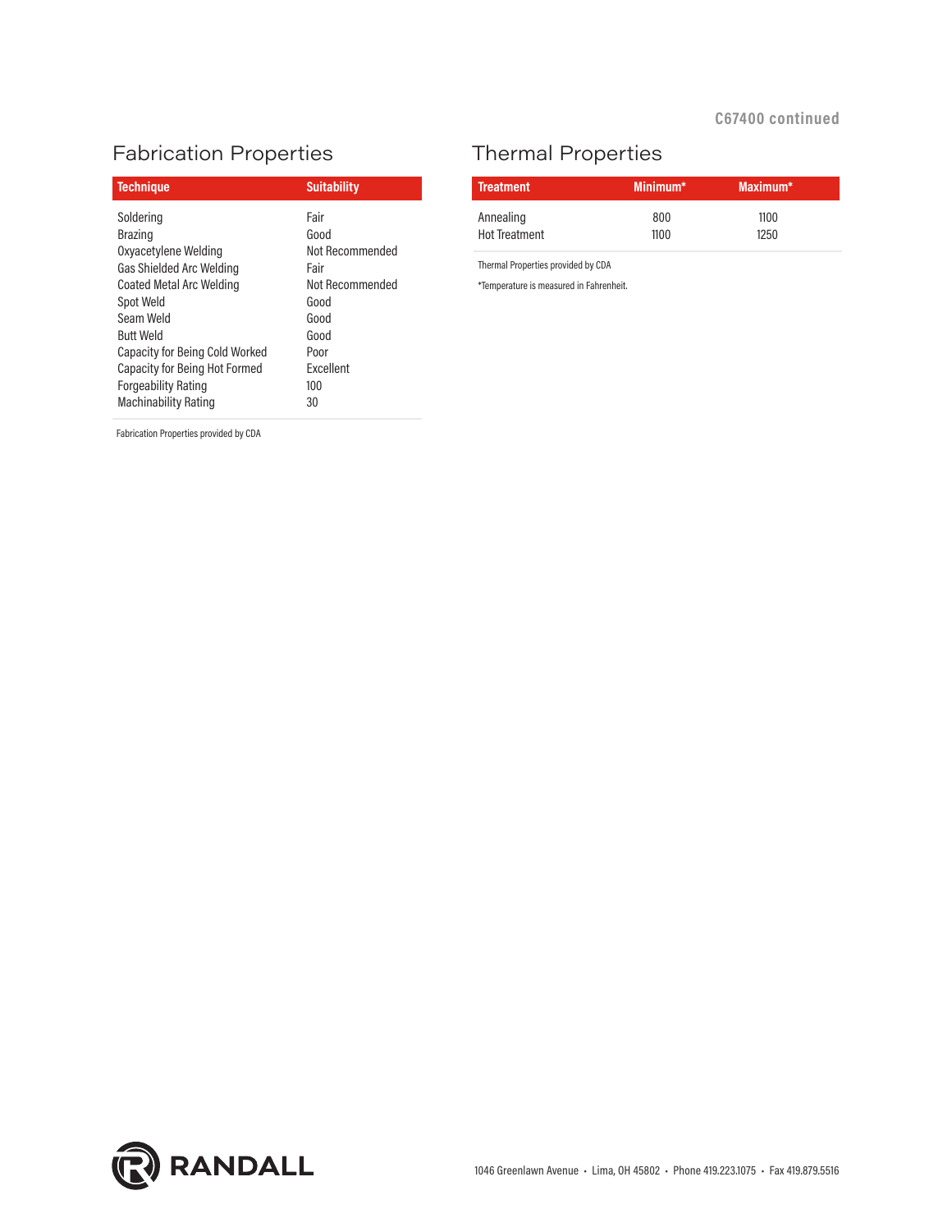C67400 continued

## Fabrication Properties

| Technique | Suitability |
|---|---|
| Soldering | Fair |
| Brazing | Good |
| Oxyacetylene Welding | Not Recommended |
| Gas Shielded Arc Welding | Fair |
| Coated Metal Arc Welding | Not Recommended |
| Spot Weld | Good |
| Seam Weld | Good |
| Butt Weld | Good |
| Capacity for Being Cold Worked | Poor |
| Capacity for Being Hot Formed | Excellent |
| Forgeability Rating | 100 |
| Machinability Rating | 30 |

Fabrication Properties provided by CDA

## Thermal Properties

| Treatment | Minimum* | Maximum* |
|---|---|---|
| Annealing | 800 | 1100 |
| Hot Treatment | 1100 | 1250 |

Thermal Properties provided by CDA

*Temperature is measured in Fahrenheit.

RANDALL

1046 Greenlawn Avenue • Lima, OH 45802 • Phone 419.223.1075 • Fax 419.879.5516